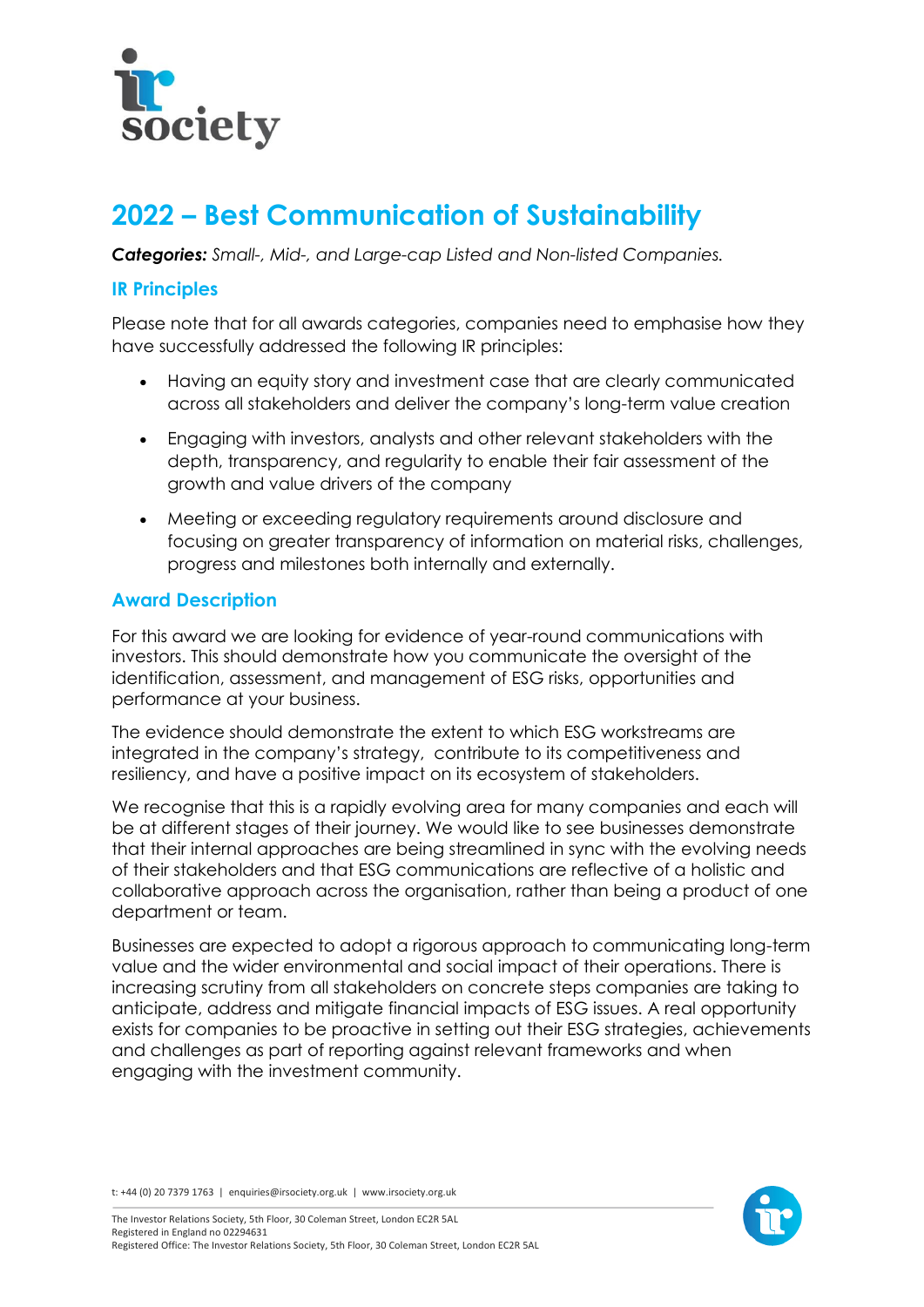# 2022 – Best Communication of Sustainability

***Categories:*** *Small-, Mid-, and Large-cap Listed and Non-listed Companies.*

## IR Principles

Please note that for all awards categories, companies need to emphasise how they have successfully addressed the following IR principles:

- Having an equity story and investment case that are clearly communicated across all stakeholders and deliver the company's long-term value creation
- Engaging with investors, analysts and other relevant stakeholders with the depth, transparency, and regularity to enable their fair assessment of the growth and value drivers of the company
- Meeting or exceeding regulatory requirements around disclosure and focusing on greater transparency of information on material risks, challenges, progress and milestones both internally and externally.

## Award Description

For this award we are looking for evidence of year-round communications with investors. This should demonstrate how you communicate the oversight of the identification, assessment, and management of ESG risks, opportunities and performance at your business.

The evidence should demonstrate the extent to which ESG workstreams are integrated in the company's strategy, contribute to its competitiveness and resiliency, and have a positive impact on its ecosystem of stakeholders.

We recognise that this is a rapidly evolving area for many companies and each will be at different stages of their journey. We would like to see businesses demonstrate that their internal approaches are being streamlined in sync with the evolving needs of their stakeholders and that ESG communications are reflective of a holistic and collaborative approach across the organisation, rather than being a product of one department or team.

Businesses are expected to adopt a rigorous approach to communicating long-term value and the wider environmental and social impact of their operations. There is increasing scrutiny from all stakeholders on concrete steps companies are taking to anticipate, address and mitigate financial impacts of ESG issues. A real opportunity exists for companies to be proactive in setting out their ESG strategies, achievements and challenges as part of reporting against relevant frameworks and when engaging with the investment community.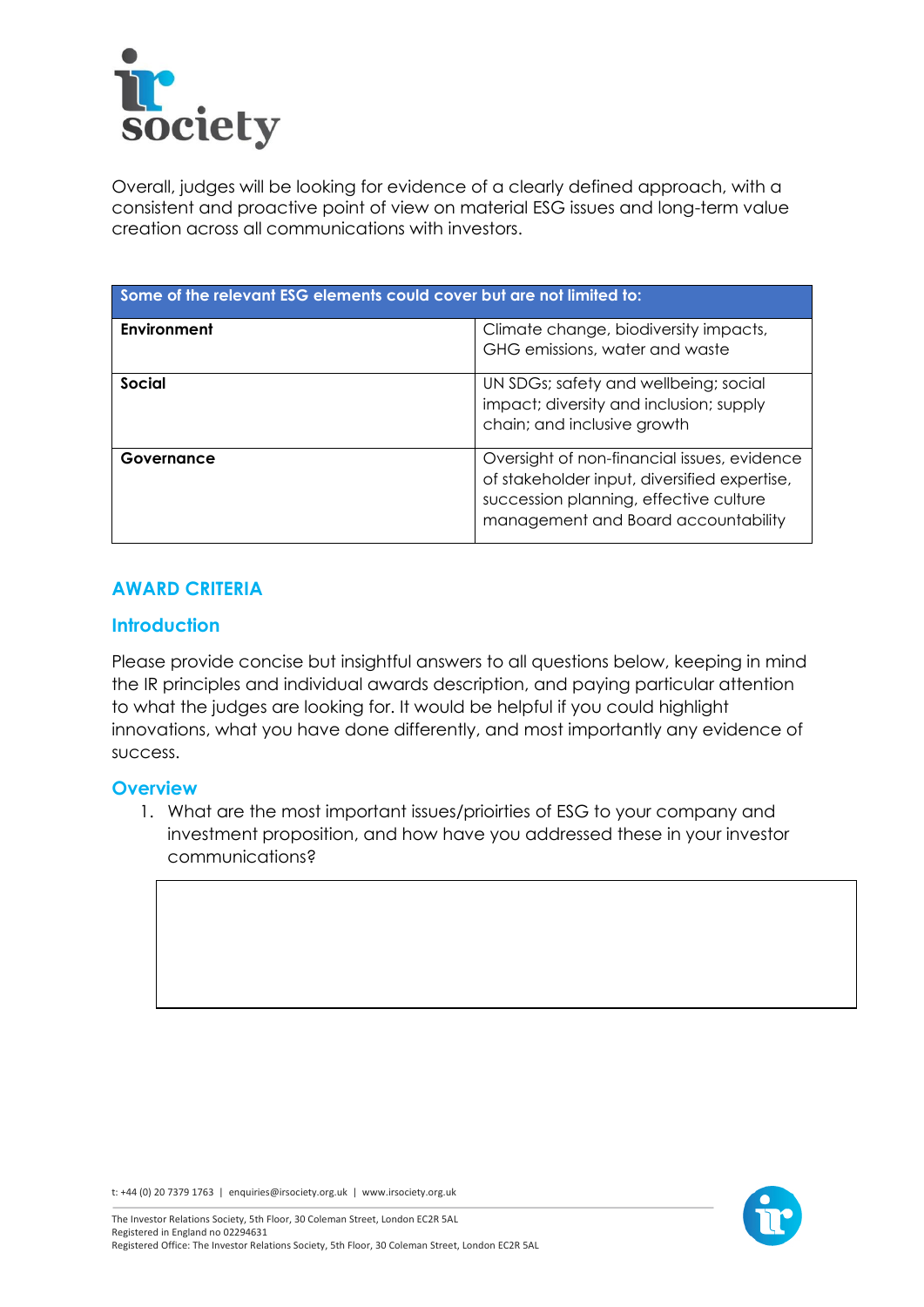Overall, judges will be looking for evidence of a clearly defined approach, with a consistent and proactive point of view on material ESG issues and long-term value creation across all communications with investors.

| Some of the relevant ESG elements could cover but are not limited to: | |
|---|---|
| **Environment** | Climate change, biodiversity impacts, GHG emissions, water and waste |
| **Social** | UN SDGs; safety and wellbeing; social impact; diversity and inclusion; supply chain; and inclusive growth |
| **Governance** | Oversight of non-financial issues, evidence of stakeholder input, diversified expertise, succession planning, effective culture management and Board accountability |

## AWARD CRITERIA

### Introduction

Please provide concise but insightful answers to all questions below, keeping in mind the IR principles and individual awards description, and paying particular attention to what the judges are looking for. It would be helpful if you could highlight innovations, what you have done differently, and most importantly any evidence of success.

### Overview

1. What are the most important issues/prioirties of ESG to your company and investment proposition, and how have you addressed these in your investor communications?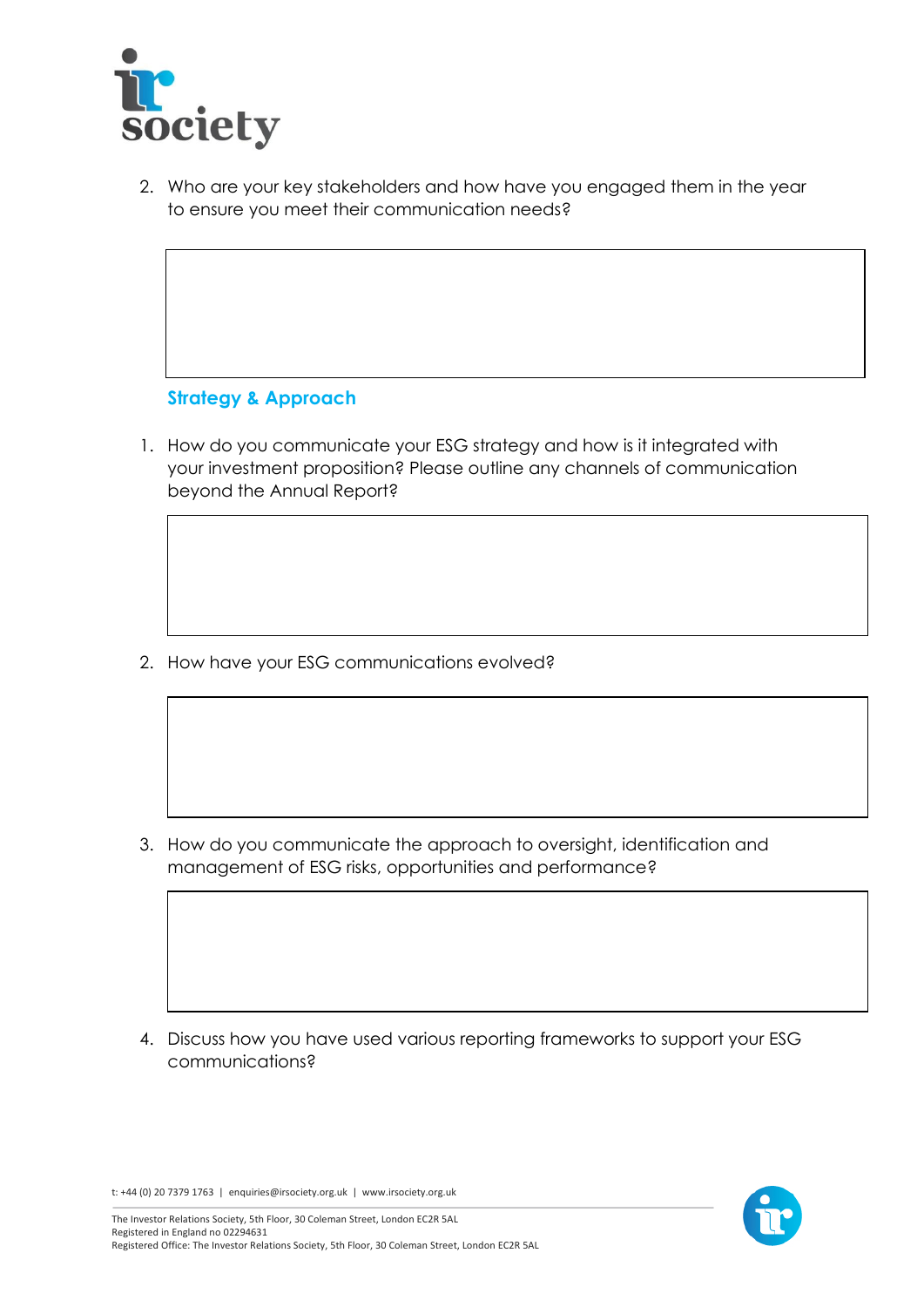2. Who are your key stakeholders and how have you engaged them in the year to ensure you meet their communication needs?

## Strategy & Approach

1. How do you communicate your ESG strategy and how is it integrated with your investment proposition? Please outline any channels of communication beyond the Annual Report?

2. How have your ESG communications evolved?

3. How do you communicate the approach to oversight, identification and management of ESG risks, opportunities and performance?

4. Discuss how you have used various reporting frameworks to support your ESG communications?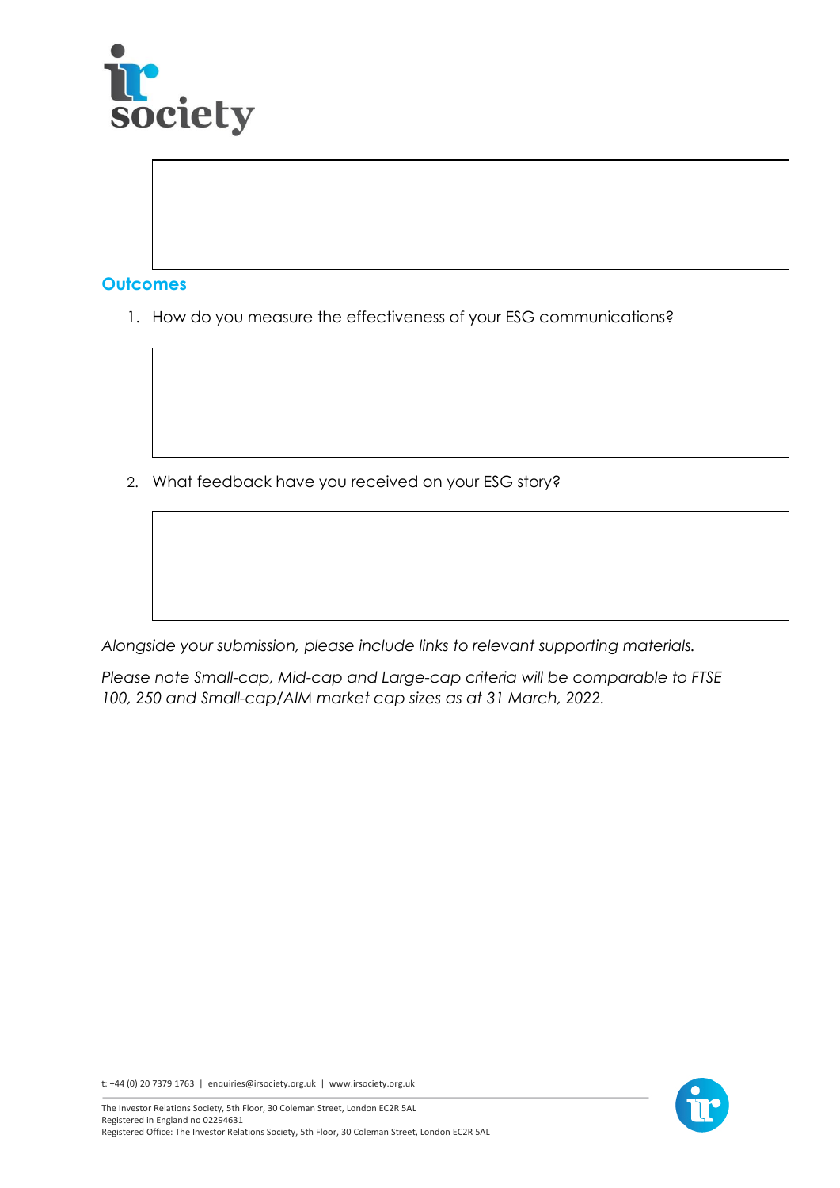## Outcomes

1. How do you measure the effectiveness of your ESG communications?

2. What feedback have you received on your ESG story?

*Alongside your submission, please include links to relevant supporting materials.*

*Please note Small-cap, Mid-cap and Large-cap criteria will be comparable to FTSE 100, 250 and Small-cap/AIM market cap sizes as at 31 March, 2022.*

t: +44 (0) 20 7379 1763 | enquiries@irsociety.org.uk | www.irsociety.org.uk

The Investor Relations Society, 5th Floor, 30 Coleman Street, London EC2R 5AL
Registered in England no 02294631
Registered Office: The Investor Relations Society, 5th Floor, 30 Coleman Street, London EC2R 5AL